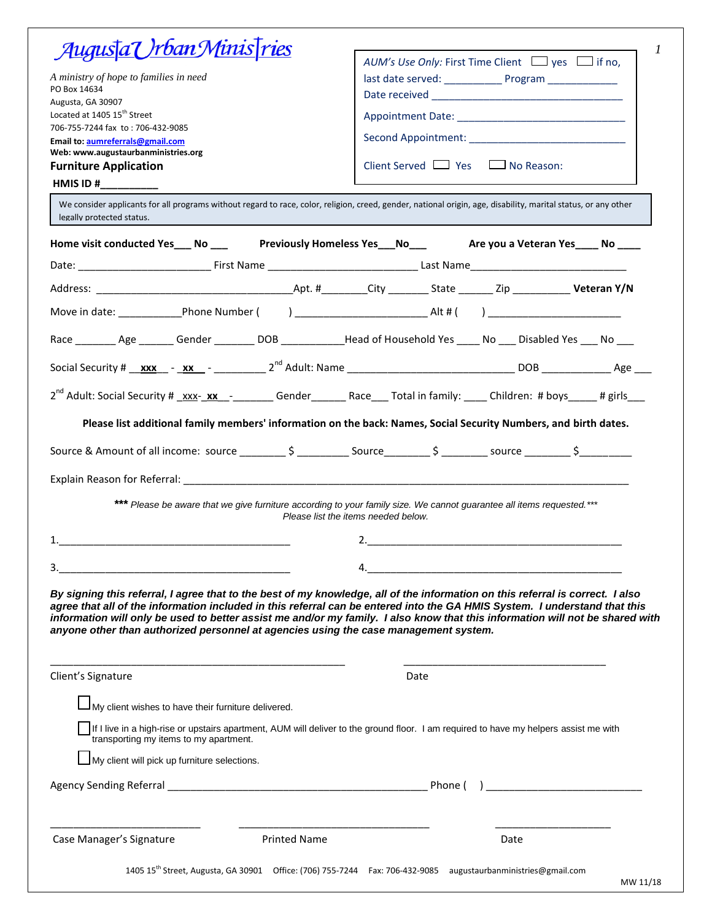# Augusta Urban Ministries

*A ministry of hope to families in need*
PO Box 14634
Augusta, GA 30907
Located at 1405 15th Street
706-755-7244 fax to : 706-432-9085
**Email to: aumreferrals@gmail.com**
**Web: www.augustaurbanministries.org**

## Furniture Application

**HMIS ID #__________**

*AUM's Use Only:* First Time Client ☐ yes ☐ if no, last date served: __________ Program ____________
Date received ________________________________
Appointment Date: ______________________________
Second Appointment: ____________________________
Client Served ☐ Yes ☐ No Reason:

We consider applicants for all programs without regard to race, color, religion, creed, gender, national origin, age, disability, marital status, or any other legally protected status.

**Home visit conducted Yes___ No ___ Previously Homeless Yes___No___ Are you a Veteran Yes____ No ____**

Date: ______________________ First Name _________________________ Last Name__________________________

Address: _________________________________Apt. #________City _______ State ______ Zip __________ **Veteran Y/N**

Move in date: ___________Phone Number ( ) ______________________ Alt # ( ) ______________________

Race _______ Age ______ Gender _______ DOB ___________Head of Household Yes ____ No ___ Disabled Yes ___ No ___

Social Security # __**xxx**__ - _**xx**_ - _________ 2nd Adult: Name ____________________________ DOB ____________ Age ___

2nd Adult: Social Security # _xxx-_**xx**__-_______ Gender______ Race___ Total in family: ____ Children: # boys_____ # girls___

**Please list additional family members' information on the back: Names, Social Security Numbers, and birth dates.**

Source & Amount of all income: source ________ $ _________ Source________ $ ________ source ________ $_________

Explain Reason for Referral: ______________________________________________________________________________

***\*\*\** Please be aware that we give furniture according to your family size. We cannot guarantee all items requested.\*\*\****
*Please list the items needed below.*

1.________________________________________ 2.____________________________________________

3.________________________________________ 4.____________________________________________

***By signing this referral, I agree that to the best of my knowledge, all of the information on this referral is correct. I also agree that all of the information included in this referral can be entered into the GA HMIS System. I understand that this information will only be used to better assist me and/or my family. I also know that this information will not be shared with anyone other than authorized personnel at agencies using the case management system.***

_______________________________________________ __________________________________

Client's Signature Date

☐ My client wishes to have their furniture delivered.

☐ If I live in a high-rise or upstairs apartment, AUM will deliver to the ground floor. I am required to have my helpers assist me with transporting my items to my apartment.

☐ My client will pick up furniture selections.

Agency Sending Referral ____________________________________________ Phone ( ) __________________________

_________________________ ________________________________ ____________________

Case Manager's Signature Printed Name Date

1405 15th Street, Augusta, GA 30901 Office: (706) 755-7244 Fax: 706-432-9085 augustaurbanministries@gmail.com

MW 11/18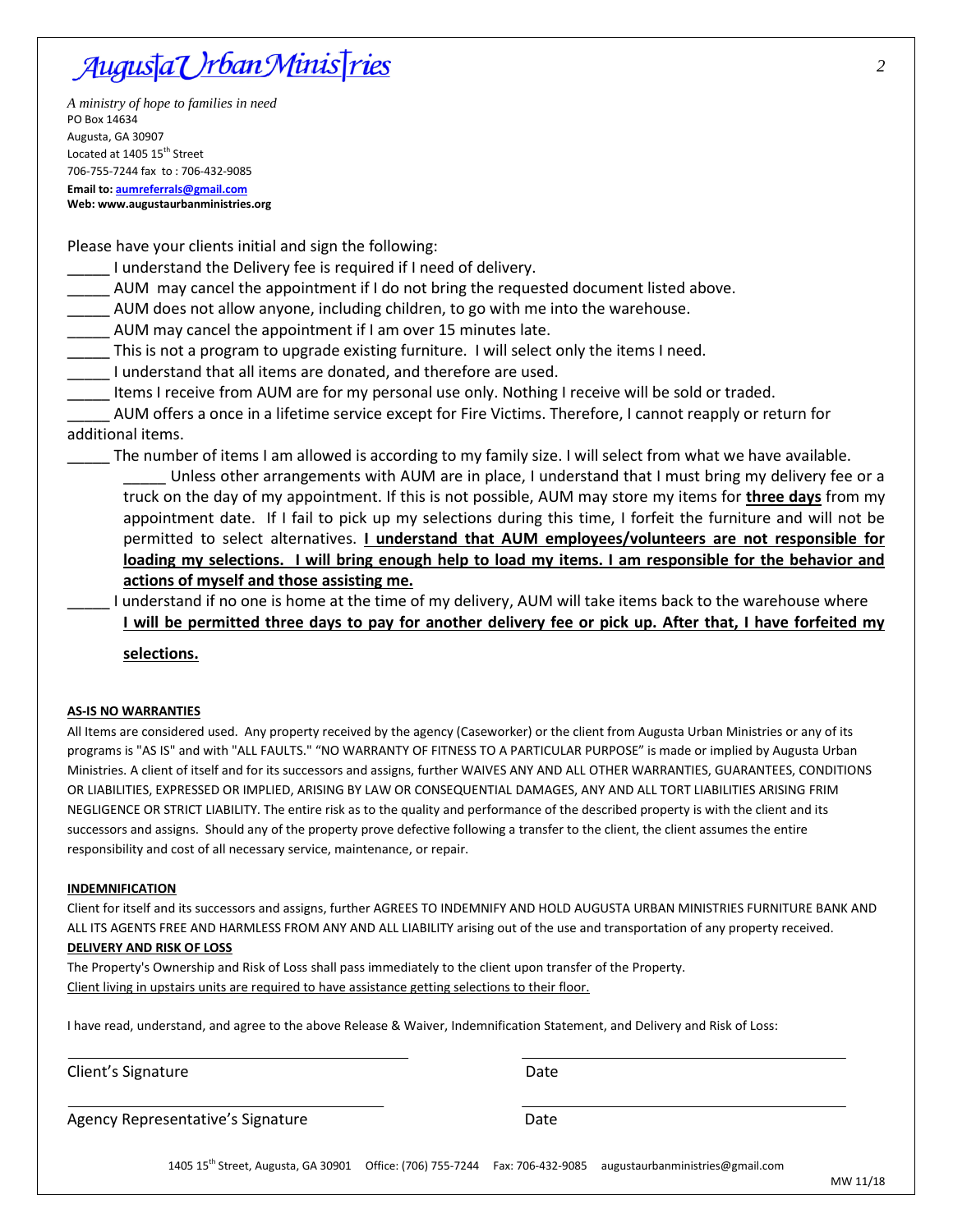# AugustaUrbanMinistries

*A ministry of hope to families in need*
PO Box 14634
Augusta, GA 30907
Located at 1405 15th Street
706-755-7244 fax to : 706-432-9085
**Email to: aumreferrals@gmail.com**
**Web: www.augustaurbanministries.org**

Please have your clients initial and sign the following:

_____ I understand the Delivery fee is required if I need of delivery.

_____ AUM may cancel the appointment if I do not bring the requested document listed above.

_____ AUM does not allow anyone, including children, to go with me into the warehouse.

_____ AUM may cancel the appointment if I am over 15 minutes late.

_____ This is not a program to upgrade existing furniture. I will select only the items I need.

_____ I understand that all items are donated, and therefore are used.

_____ Items I receive from AUM are for my personal use only. Nothing I receive will be sold or traded.

_____ AUM offers a once in a lifetime service except for Fire Victims. Therefore, I cannot reapply or return for additional items.

_____ The number of items I am allowed is according to my family size. I will select from what we have available.

_____ Unless other arrangements with AUM are in place, I understand that I must bring my delivery fee or a truck on the day of my appointment. If this is not possible, AUM may store my items for **three days** from my appointment date. If I fail to pick up my selections during this time, I forfeit the furniture and will not be permitted to select alternatives. **I understand that AUM employees/volunteers are not responsible for loading my selections. I will bring enough help to load my items. I am responsible for the behavior and actions of myself and those assisting me.**

_____ I understand if no one is home at the time of my delivery, AUM will take items back to the warehouse where **I will be permitted three days to pay for another delivery fee or pick up. After that, I have forfeited my selections.**

**AS-IS NO WARRANTIES**

All Items are considered used. Any property received by the agency (Caseworker) or the client from Augusta Urban Ministries or any of its programs is "AS IS" and with "ALL FAULTS." "NO WARRANTY OF FITNESS TO A PARTICULAR PURPOSE" is made or implied by Augusta Urban Ministries. A client of itself and for its successors and assigns, further WAIVES ANY AND ALL OTHER WARRANTIES, GUARANTEES, CONDITIONS OR LIABILITIES, EXPRESSED OR IMPLIED, ARISING BY LAW OR CONSEQUENTIAL DAMAGES, ANY AND ALL TORT LIABILITIES ARISING FRIM NEGLIGENCE OR STRICT LIABILITY. The entire risk as to the quality and performance of the described property is with the client and its successors and assigns. Should any of the property prove defective following a transfer to the client, the client assumes the entire responsibility and cost of all necessary service, maintenance, or repair.

**INDEMNIFICATION**

Client for itself and its successors and assigns, further AGREES TO INDEMNIFY AND HOLD AUGUSTA URBAN MINISTRIES FURNITURE BANK AND ALL ITS AGENTS FREE AND HARMLESS FROM ANY AND ALL LIABILITY arising out of the use and transportation of any property received.

**DELIVERY AND RISK OF LOSS**

The Property's Ownership and Risk of Loss shall pass immediately to the client upon transfer of the Property.
Client living in upstairs units are required to have assistance getting selections to their floor.

I have read, understand, and agree to the above Release & Waiver, Indemnification Statement, and Delivery and Risk of Loss:

_______________________________ Client's Signature

_______________________________ Date

_______________________________ Agency Representative's Signature

_______________________________ Date

1405 15th Street, Augusta, GA 30901 Office: (706) 755-7244 Fax: 706-432-9085 augustaurbanministries@gmail.com

MW 11/18